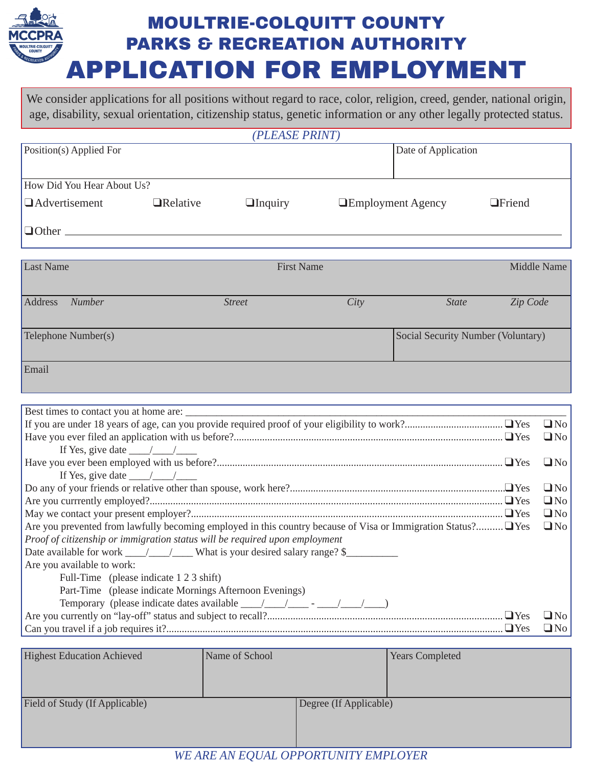# MOULTRIE-COLQUITT COUNTY
# PARKS & RECREATION AUTHORITY
# APPLICATION FOR EMPLOYMENT

We consider applications for all positions without regard to race, color, religion, creed, gender, national origin, age, disability, sexual orientation, citizenship status, genetic information or any other legally protected status.

*(PLEASE PRINT)*

| Position(s) Applied For | Date of Application |
|---|---|
| | |

How Did You Hear About Us?

❑Advertisement ❑Relative ❑Inquiry ❑Employment Agency ❑Friend

❑Other ______________________________

| Last Name | First Name | Middle Name |
|---|---|---|
| | | |

| Address *Number* | *Street* | *City* | *State* | *Zip Code* |
|---|---|---|---|---|
| | | | | |

| Telephone Number(s) | Social Security Number (Voluntary) |
|---|---|
| | |

| Email |
|---|
| |

Best times to contact you at home are: ______________________________

If you are under 18 years of age, can you provide required proof of your eligibility to work?.......... ❑Yes ❑No

Have you ever filed an application with us before?.......... ❑Yes ❑No

If Yes, give date ____/____/____

Have you ever been employed with us before?.......... ❑Yes ❑No

If Yes, give date ____/____/____

Do any of your friends or relative other than spouse, work here?.......... ❑Yes ❑No

Are you currrently employed?.......... ❑Yes ❑No

May we contact your present employer?.......... ❑Yes ❑No

Are you prevented from lawfully becoming employed in this country because of Visa or Immigration Status?.......... ❑Yes ❑No

*Proof of citizenship or immigration status will be required upon employment*

Date available for work ____/____/____ What is your desired salary range? $__________

Are you available to work:

Full-Time (please indicate 1 2 3 shift)

Part-Time (please indicate Mornings Afternoon Evenings)

Temporary (please indicate dates available ____/____/____ - ____/____/____)

Are you currently on "lay-off" status and subject to recall?.......... ❑Yes ❑No

Can you travel if a job requires it?.......... ❑Yes ❑No

| Highest Education Achieved | Name of School | Years Completed |
|---|---|---|
| | | |

| Field of Study (If Applicable) | Degree (If Applicable) |
|---|---|
| | |

*WE ARE AN EQUAL OPPORTUNITY EMPLOYER*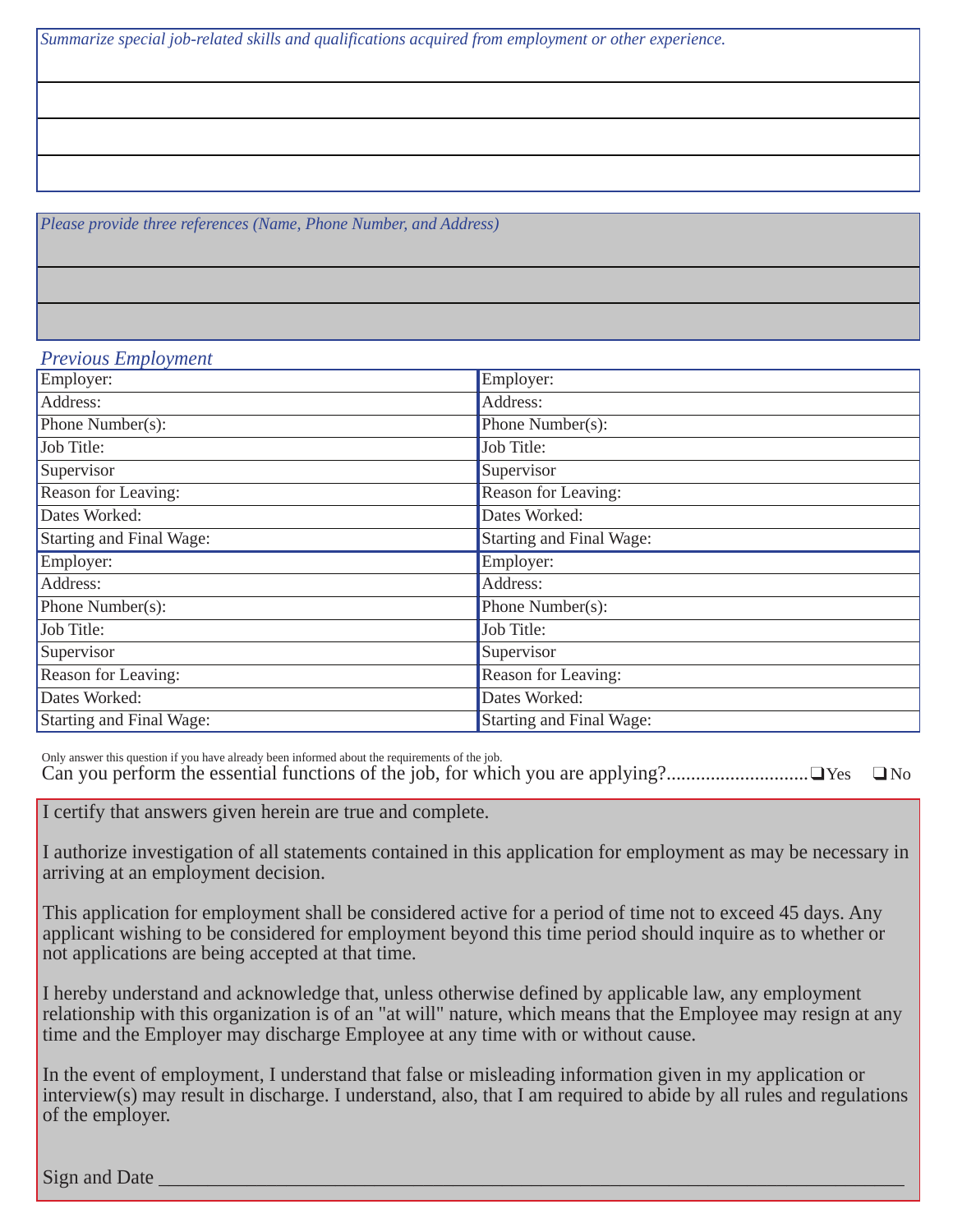*Summarize special job-related skills and qualifications acquired from employment or other experience.*

*Please provide three references (Name, Phone Number, and Address)*

*Previous Employment*

| | |
|---|---|
| Employer: | Employer: |
| Address: | Address: |
| Phone Number(s): | Phone Number(s): |
| Job Title: | Job Title: |
| Supervisor | Supervisor |
| Reason for Leaving: | Reason for Leaving: |
| Dates Worked: | Dates Worked: |
| Starting and Final Wage: | Starting and Final Wage: |
| Employer: | Employer: |
| Address: | Address: |
| Phone Number(s): | Phone Number(s): |
| Job Title: | Job Title: |
| Supervisor | Supervisor |
| Reason for Leaving: | Reason for Leaving: |
| Dates Worked: | Dates Worked: |
| Starting and Final Wage: | Starting and Final Wage: |

Only answer this question if you have already been informed about the requirements of the job.

Can you perform the essential functions of the job, for which you are applying?............................. ❑ Yes ❑ No

I certify that answers given herein are true and complete.

I authorize investigation of all statements contained in this application for employment as may be necessary in arriving at an employment decision.

This application for employment shall be considered active for a period of time not to exceed 45 days. Any applicant wishing to be considered for employment beyond this time period should inquire as to whether or not applications are being accepted at that time.

I hereby understand and acknowledge that, unless otherwise defined by applicable law, any employment relationship with this organization is of an "at will" nature, which means that the Employee may resign at any time and the Employer may discharge Employee at any time with or without cause.

In the event of employment, I understand that false or misleading information given in my application or interview(s) may result in discharge. I understand, also, that I am required to abide by all rules and regulations of the employer.

Sign and Date ___________________________________________________________________________